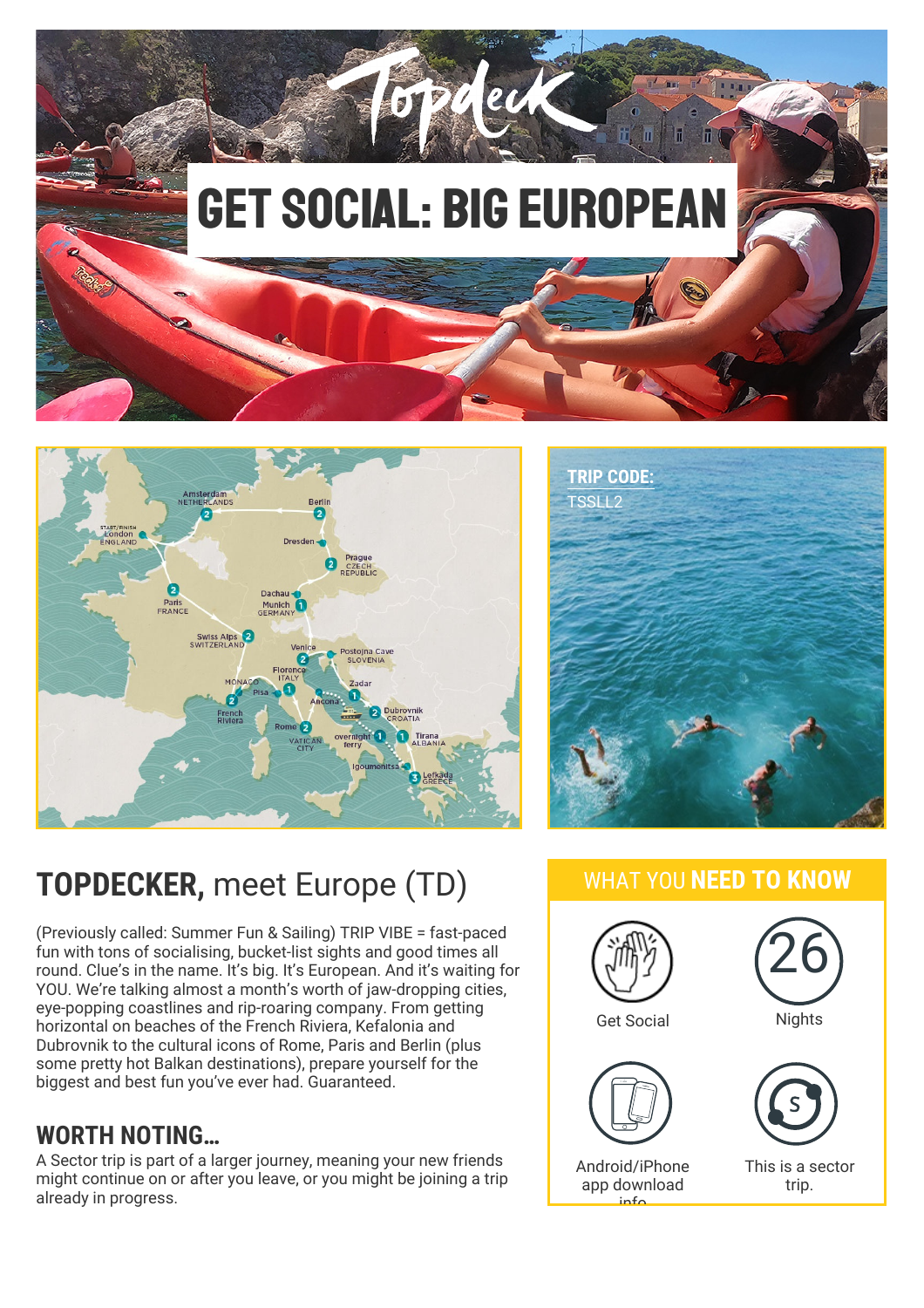# GET SOCIAL: BIG EUROPEAN

**TRIP CODE:**
TSSLL2

## TOPDECKER, meet Europe (TD)

(Previously called: Summer Fun & Sailing) TRIP VIBE = fast-paced fun with tons of socialising, bucket-list sights and good times all round. Clue's in the name. It's big. It's European. And it's waiting for YOU. We're talking almost a month's worth of jaw-dropping cities, eye-popping coastlines and rip-roaring company. From getting horizontal on beaches of the French Riviera, Kefalonia and Dubrovnik to the cultural icons of Rome, Paris and Berlin (plus some pretty hot Balkan destinations), prepare yourself for the biggest and best fun you've ever had. Guaranteed.

## WORTH NOTING...

A Sector trip is part of a larger journey, meaning your new friends might continue on or after you leave, or you might be joining a trip already in progress.

## WHAT YOU NEED TO KNOW

- Get Social
- 26 Nights
- Android/iPhone app download info
- This is a sector trip.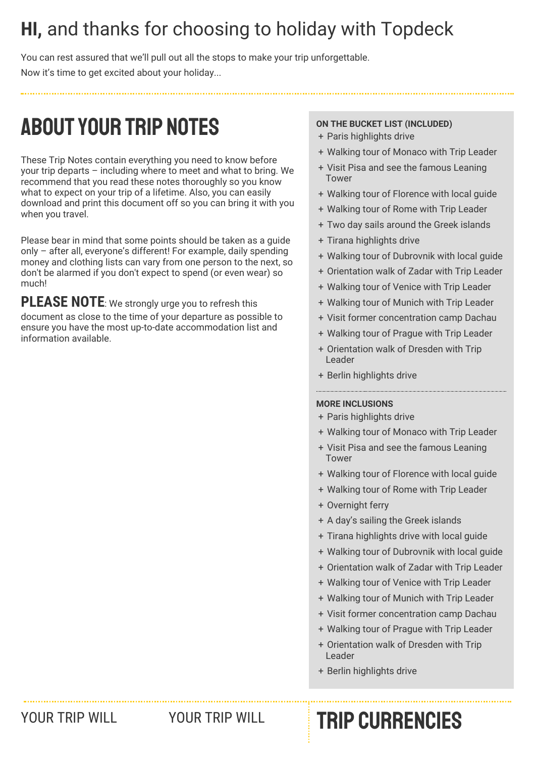# HI, and thanks for choosing to holiday with Topdeck

You can rest assured that we'll pull out all the stops to make your trip unforgettable.

Now it's time to get excited about your holiday...

## ABOUT YOUR TRIP NOTES

These Trip Notes contain everything you need to know before your trip departs – including where to meet and what to bring. We recommend that you read these notes thoroughly so you know what to expect on your trip of a lifetime. Also, you can easily download and print this document off so you can bring it with you when you travel.

Please bear in mind that some points should be taken as a guide only – after all, everyone's different! For example, daily spending money and clothing lists can vary from one person to the next, so don't be alarmed if you don't expect to spend (or even wear) so much!

**PLEASE NOTE**: We strongly urge you to refresh this document as close to the time of your departure as possible to ensure you have the most up-to-date accommodation list and information available.

**ON THE BUCKET LIST (INCLUDED)**

+ Paris highlights drive
+ Walking tour of Monaco with Trip Leader
+ Visit Pisa and see the famous Leaning Tower
+ Walking tour of Florence with local guide
+ Walking tour of Rome with Trip Leader
+ Two day sails around the Greek islands
+ Tirana highlights drive
+ Walking tour of Dubrovnik with local guide
+ Orientation walk of Zadar with Trip Leader
+ Walking tour of Venice with Trip Leader
+ Walking tour of Munich with Trip Leader
+ Visit former concentration camp Dachau
+ Walking tour of Prague with Trip Leader
+ Orientation walk of Dresden with Trip Leader
+ Berlin highlights drive

**MORE INCLUSIONS**

+ Paris highlights drive
+ Walking tour of Monaco with Trip Leader
+ Visit Pisa and see the famous Leaning Tower
+ Walking tour of Florence with local guide
+ Walking tour of Rome with Trip Leader
+ Overnight ferry
+ A day's sailing the Greek islands
+ Tirana highlights drive with local guide
+ Walking tour of Dubrovnik with local guide
+ Orientation walk of Zadar with Trip Leader
+ Walking tour of Venice with Trip Leader
+ Walking tour of Munich with Trip Leader
+ Visit former concentration camp Dachau
+ Walking tour of Prague with Trip Leader
+ Orientation walk of Dresden with Trip Leader
+ Berlin highlights drive

YOUR TRIP WILL

YOUR TRIP WILL

## TRIP CURRENCIES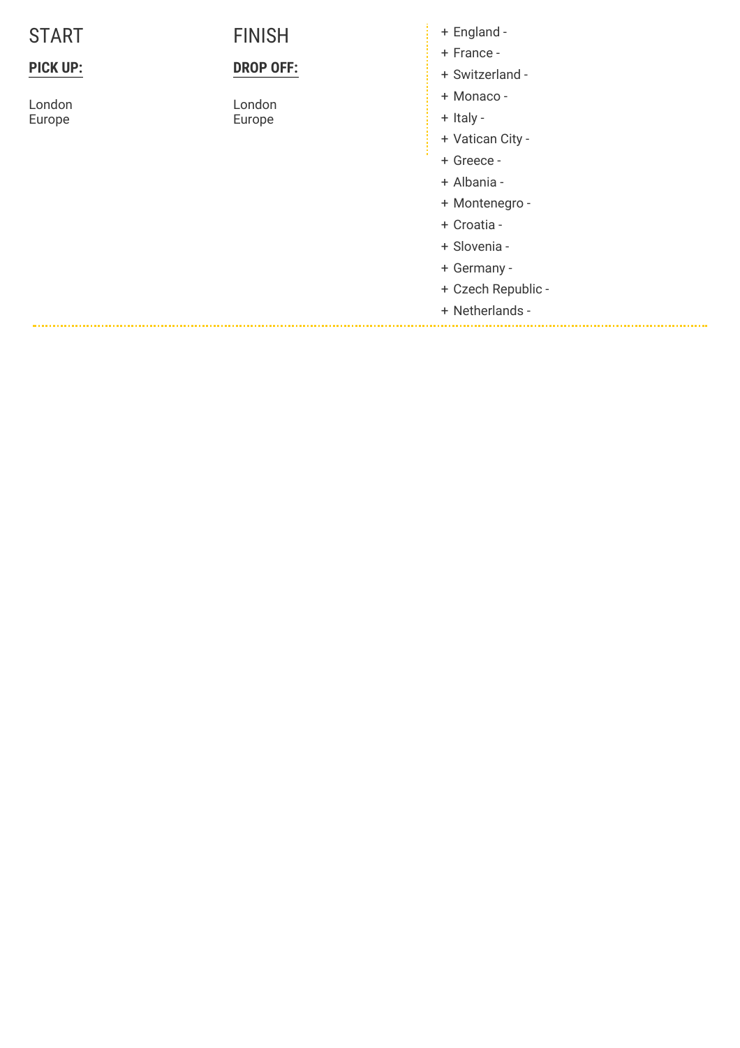## START

**PICK UP:**

London
Europe

## FINISH

**DROP OFF:**

London
Europe

- England -
- France -
- Switzerland -
- Monaco -
- Italy -
- Vatican City -
- Greece -
- Albania -
- Montenegro -
- Croatia -
- Slovenia -
- Germany -
- Czech Republic -
- Netherlands -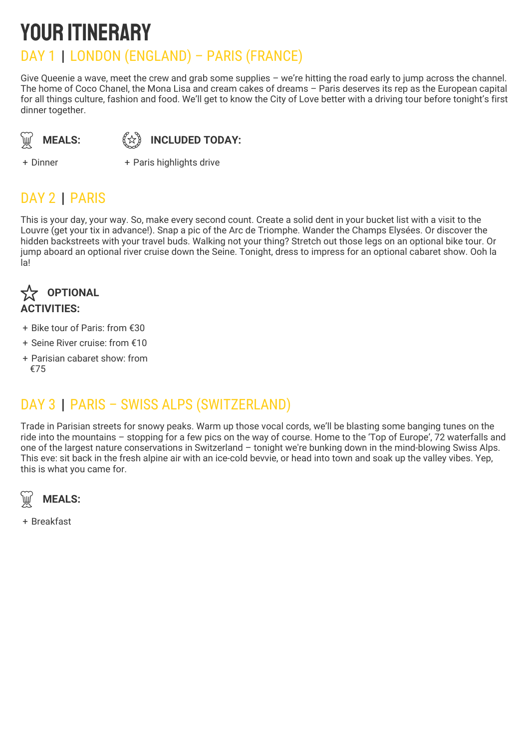# YOUR ITINERARY

## DAY 1 | LONDON (ENGLAND) – PARIS (FRANCE)

Give Queenie a wave, meet the crew and grab some supplies – we're hitting the road early to jump across the channel. The home of Coco Chanel, the Mona Lisa and cream cakes of dreams – Paris deserves its rep as the European capital for all things culture, fashion and food. We'll get to know the City of Love better with a driving tour before tonight's first dinner together.

**MEALS:**

+ Dinner

**INCLUDED TODAY:**

+ Paris highlights drive

## DAY 2 | PARIS

This is your day, your way. So, make every second count. Create a solid dent in your bucket list with a visit to the Louvre (get your tix in advance!). Snap a pic of the Arc de Triomphe. Wander the Champs Elysées. Or discover the hidden backstreets with your travel buds. Walking not your thing? Stretch out those legs on an optional bike tour. Or jump aboard an optional river cruise down the Seine. Tonight, dress to impress for an optional cabaret show. Ooh la la!

**OPTIONAL ACTIVITIES:**

+ Bike tour of Paris: from €30
+ Seine River cruise: from €10
+ Parisian cabaret show: from €75

## DAY 3 | PARIS – SWISS ALPS (SWITZERLAND)

Trade in Parisian streets for snowy peaks. Warm up those vocal cords, we'll be blasting some banging tunes on the ride into the mountains – stopping for a few pics on the way of course. Home to the 'Top of Europe', 72 waterfalls and one of the largest nature conservations in Switzerland – tonight we're bunking down in the mind-blowing Swiss Alps. This eve: sit back in the fresh alpine air with an ice-cold bevvie, or head into town and soak up the valley vibes. Yep, this is what you came for.

**MEALS:**

+ Breakfast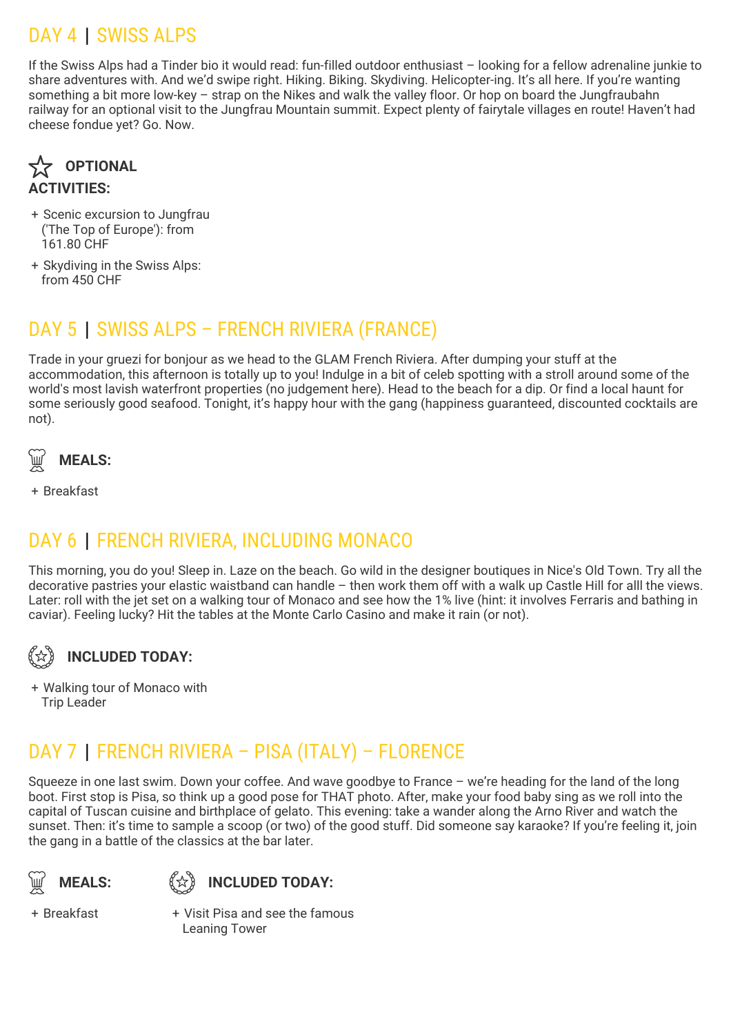## DAY 4 | SWISS ALPS

If the Swiss Alps had a Tinder bio it would read: fun-filled outdoor enthusiast – looking for a fellow adrenaline junkie to share adventures with. And we'd swipe right. Hiking. Biking. Skydiving. Helicopter-ing. It's all here. If you're wanting something a bit more low-key – strap on the Nikes and walk the valley floor. Or hop on board the Jungfraubahn railway for an optional visit to the Jungfrau Mountain summit. Expect plenty of fairytale villages en route! Haven't had cheese fondue yet? Go. Now.

**OPTIONAL ACTIVITIES:**

+ Scenic excursion to Jungfrau ('The Top of Europe'): from 161.80 CHF
+ Skydiving in the Swiss Alps: from 450 CHF

## DAY 5 | SWISS ALPS – FRENCH RIVIERA (FRANCE)

Trade in your gruezi for bonjour as we head to the GLAM French Riviera. After dumping your stuff at the accommodation, this afternoon is totally up to you! Indulge in a bit of celeb spotting with a stroll around some of the world's most lavish waterfront properties (no judgement here). Head to the beach for a dip. Or find a local haunt for some seriously good seafood. Tonight, it's happy hour with the gang (happiness guaranteed, discounted cocktails are not).

**MEALS:**

+ Breakfast

## DAY 6 | FRENCH RIVIERA, INCLUDING MONACO

This morning, you do you! Sleep in. Laze on the beach. Go wild in the designer boutiques in Nice's Old Town. Try all the decorative pastries your elastic waistband can handle – then work them off with a walk up Castle Hill for alll the views. Later: roll with the jet set on a walking tour of Monaco and see how the 1% live (hint: it involves Ferraris and bathing in caviar). Feeling lucky? Hit the tables at the Monte Carlo Casino and make it rain (or not).

**INCLUDED TODAY:**

+ Walking tour of Monaco with Trip Leader

## DAY 7 | FRENCH RIVIERA – PISA (ITALY) – FLORENCE

Squeeze in one last swim. Down your coffee. And wave goodbye to France – we're heading for the land of the long boot. First stop is Pisa, so think up a good pose for THAT photo. After, make your food baby sing as we roll into the capital of Tuscan cuisine and birthplace of gelato. This evening: take a wander along the Arno River and watch the sunset. Then: it's time to sample a scoop (or two) of the good stuff. Did someone say karaoke? If you're feeling it, join the gang in a battle of the classics at the bar later.

**MEALS:**

+ Breakfast

**INCLUDED TODAY:**

+ Visit Pisa and see the famous Leaning Tower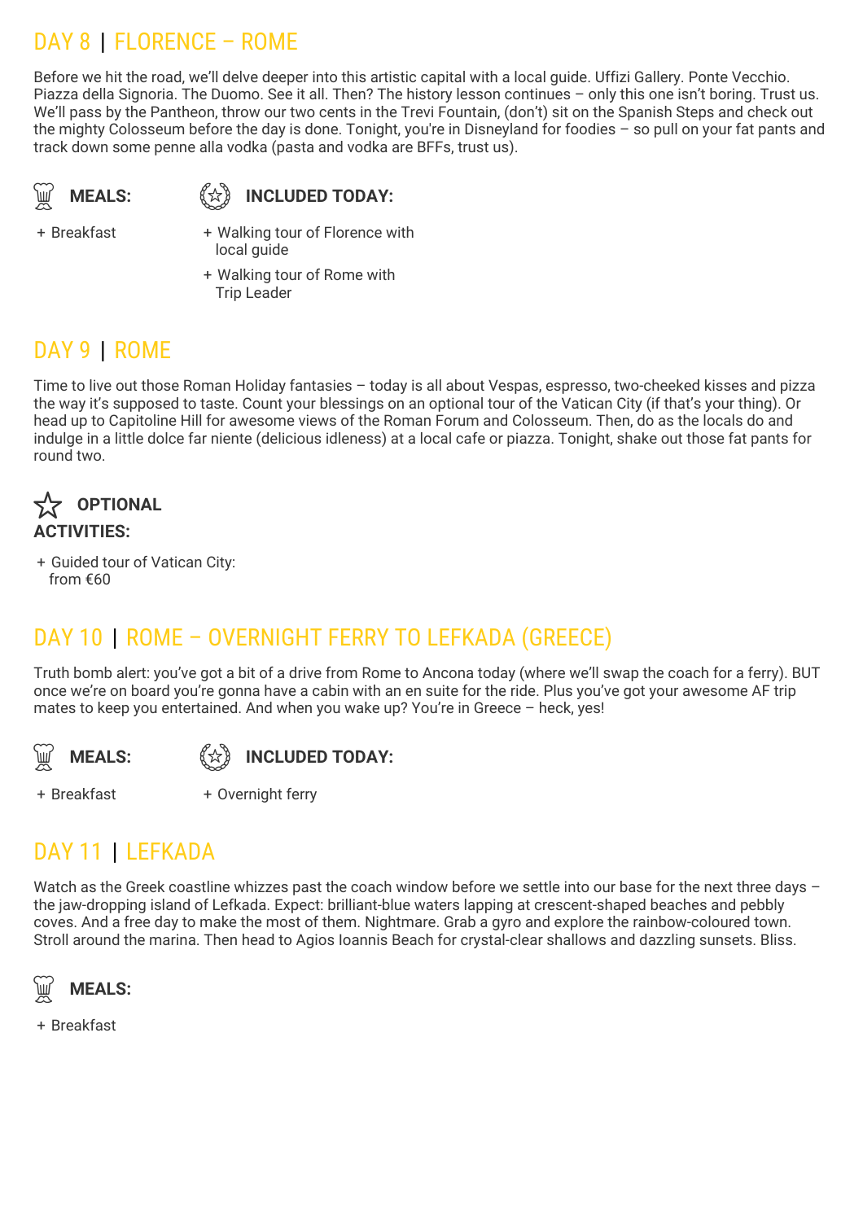## DAY 8 | FLORENCE – ROME

Before we hit the road, we'll delve deeper into this artistic capital with a local guide. Uffizi Gallery. Ponte Vecchio. Piazza della Signoria. The Duomo. See it all. Then? The history lesson continues – only this one isn't boring. Trust us. We'll pass by the Pantheon, throw our two cents in the Trevi Fountain, (don't) sit on the Spanish Steps and check out the mighty Colosseum before the day is done. Tonight, you're in Disneyland for foodies – so pull on your fat pants and track down some penne alla vodka (pasta and vodka are BFFs, trust us).

**MEALS:**

+ Breakfast

**INCLUDED TODAY:**

+ Walking tour of Florence with local guide
+ Walking tour of Rome with Trip Leader

## DAY 9 | ROME

Time to live out those Roman Holiday fantasies – today is all about Vespas, espresso, two-cheeked kisses and pizza the way it's supposed to taste. Count your blessings on an optional tour of the Vatican City (if that's your thing). Or head up to Capitoline Hill for awesome views of the Roman Forum and Colosseum. Then, do as the locals do and indulge in a little dolce far niente (delicious idleness) at a local cafe or piazza. Tonight, shake out those fat pants for round two.

**OPTIONAL ACTIVITIES:**

+ Guided tour of Vatican City: from €60

## DAY 10 | ROME – OVERNIGHT FERRY TO LEFKADA (GREECE)

Truth bomb alert: you've got a bit of a drive from Rome to Ancona today (where we'll swap the coach for a ferry). BUT once we're on board you're gonna have a cabin with an en suite for the ride. Plus you've got your awesome AF trip mates to keep you entertained. And when you wake up? You're in Greece – heck, yes!

**MEALS:**

+ Breakfast

**INCLUDED TODAY:**

+ Overnight ferry

## DAY 11 | LEFKADA

Watch as the Greek coastline whizzes past the coach window before we settle into our base for the next three days – the jaw-dropping island of Lefkada. Expect: brilliant-blue waters lapping at crescent-shaped beaches and pebbly coves. And a free day to make the most of them. Nightmare. Grab a gyro and explore the rainbow-coloured town. Stroll around the marina. Then head to Agios Ioannis Beach for crystal-clear shallows and dazzling sunsets. Bliss.

**MEALS:**

+ Breakfast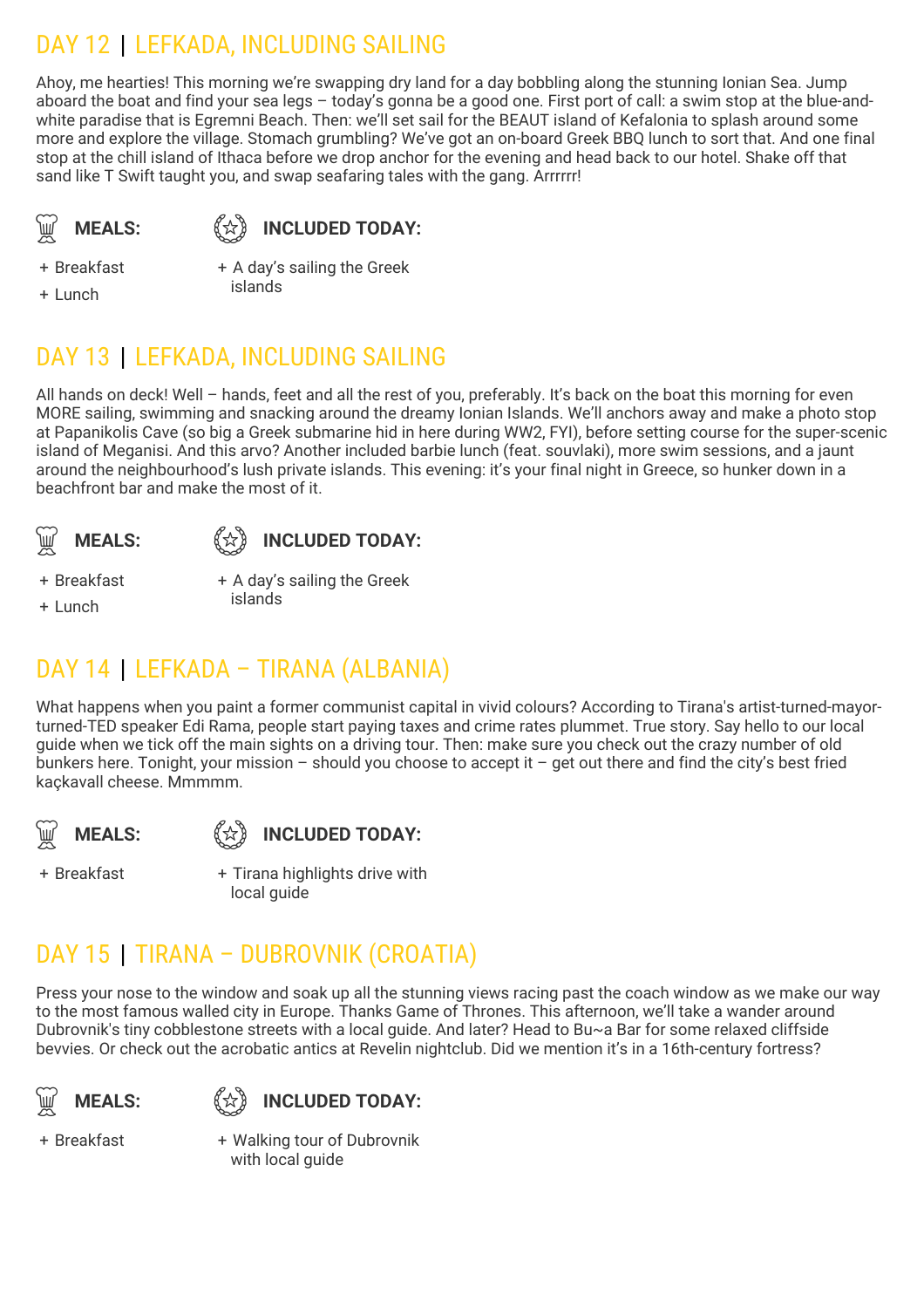## DAY 12 | LEFKADA, INCLUDING SAILING

Ahoy, me hearties! This morning we're swapping dry land for a day bobbling along the stunning Ionian Sea. Jump aboard the boat and find your sea legs – today's gonna be a good one. First port of call: a swim stop at the blue-and-white paradise that is Egremni Beach. Then: we'll set sail for the BEAUT island of Kefalonia to splash around some more and explore the village. Stomach grumbling? We've got an on-board Greek BBQ lunch to sort that. And one final stop at the chill island of Ithaca before we drop anchor for the evening and head back to our hotel. Shake off that sand like T Swift taught you, and swap seafaring tales with the gang. Arrrrrr!

**MEALS:**

+ Breakfast
+ Lunch

**INCLUDED TODAY:**

+ A day's sailing the Greek islands

## DAY 13 | LEFKADA, INCLUDING SAILING

All hands on deck! Well – hands, feet and all the rest of you, preferably. It's back on the boat this morning for even MORE sailing, swimming and snacking around the dreamy Ionian Islands. We'll anchors away and make a photo stop at Papanikolis Cave (so big a Greek submarine hid in here during WW2, FYI), before setting course for the super-scenic island of Meganisi. And this arvo? Another included barbie lunch (feat. souvlaki), more swim sessions, and a jaunt around the neighbourhood's lush private islands. This evening: it's your final night in Greece, so hunker down in a beachfront bar and make the most of it.

**MEALS:**

+ Breakfast
+ Lunch

**INCLUDED TODAY:**

+ A day's sailing the Greek islands

## DAY 14 | LEFKADA – TIRANA (ALBANIA)

What happens when you paint a former communist capital in vivid colours? According to Tirana's artist-turned-mayor-turned-TED speaker Edi Rama, people start paying taxes and crime rates plummet. True story. Say hello to our local guide when we tick off the main sights on a driving tour. Then: make sure you check out the crazy number of old bunkers here. Tonight, your mission – should you choose to accept it – get out there and find the city's best fried kaçkavall cheese. Mmmmm.

**MEALS:**

+ Breakfast

**INCLUDED TODAY:**

+ Tirana highlights drive with local guide

## DAY 15 | TIRANA – DUBROVNIK (CROATIA)

Press your nose to the window and soak up all the stunning views racing past the coach window as we make our way to the most famous walled city in Europe. Thanks Game of Thrones. This afternoon, we'll take a wander around Dubrovnik's tiny cobblestone streets with a local guide. And later? Head to Bu~a Bar for some relaxed cliffside bevvies. Or check out the acrobatic antics at Revelin nightclub. Did we mention it's in a 16th-century fortress?

**MEALS:**

+ Breakfast

**INCLUDED TODAY:**

+ Walking tour of Dubrovnik with local guide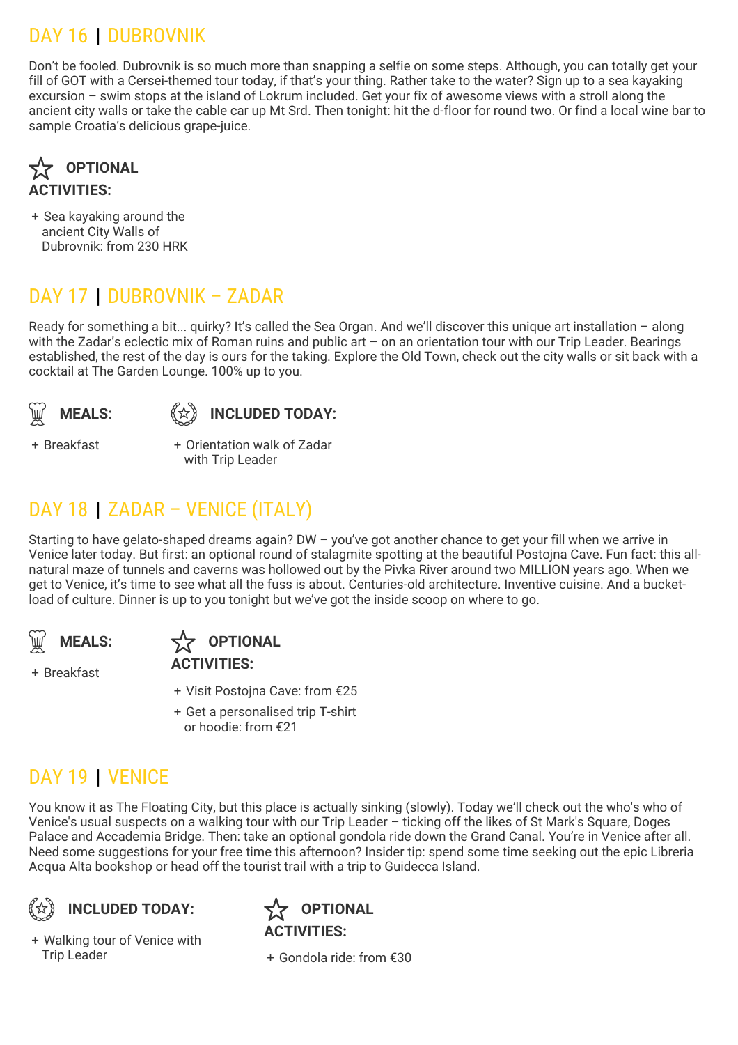## DAY 16 | DUBROVNIK

Don't be fooled. Dubrovnik is so much more than snapping a selfie on some steps. Although, you can totally get your fill of GOT with a Cersei-themed tour today, if that's your thing. Rather take to the water? Sign up to a sea kayaking excursion – swim stops at the island of Lokrum included. Get your fix of awesome views with a stroll along the ancient city walls or take the cable car up Mt Srd. Then tonight: hit the d-floor for round two. Or find a local wine bar to sample Croatia's delicious grape-juice.

**OPTIONAL ACTIVITIES:**

+ Sea kayaking around the ancient City Walls of Dubrovnik: from 230 HRK

## DAY 17 | DUBROVNIK – ZADAR

Ready for something a bit... quirky? It's called the Sea Organ. And we'll discover this unique art installation – along with the Zadar's eclectic mix of Roman ruins and public art – on an orientation tour with our Trip Leader. Bearings established, the rest of the day is ours for the taking. Explore the Old Town, check out the city walls or sit back with a cocktail at The Garden Lounge. 100% up to you.

**MEALS:**

+ Breakfast

**INCLUDED TODAY:**

+ Orientation walk of Zadar with Trip Leader

## DAY 18 | ZADAR – VENICE (ITALY)

Starting to have gelato-shaped dreams again? DW – you've got another chance to get your fill when we arrive in Venice later today. But first: an optional round of stalagmite spotting at the beautiful Postojna Cave. Fun fact: this all-natural maze of tunnels and caverns was hollowed out by the Pivka River around two MILLION years ago. When we get to Venice, it's time to see what all the fuss is about. Centuries-old architecture. Inventive cuisine. And a bucket-load of culture. Dinner is up to you tonight but we've got the inside scoop on where to go.

**MEALS:**

+ Breakfast

**OPTIONAL ACTIVITIES:**

+ Visit Postojna Cave: from €25
+ Get a personalised trip T-shirt or hoodie: from €21

## DAY 19 | VENICE

You know it as The Floating City, but this place is actually sinking (slowly). Today we'll check out the who's who of Venice's usual suspects on a walking tour with our Trip Leader – ticking off the likes of St Mark's Square, Doges Palace and Accademia Bridge. Then: take an optional gondola ride down the Grand Canal. You're in Venice after all. Need some suggestions for your free time this afternoon? Insider tip: spend some time seeking out the epic Libreria Acqua Alta bookshop or head off the tourist trail with a trip to Guidecca Island.

**INCLUDED TODAY:**

+ Walking tour of Venice with Trip Leader

**OPTIONAL ACTIVITIES:**

+ Gondola ride: from €30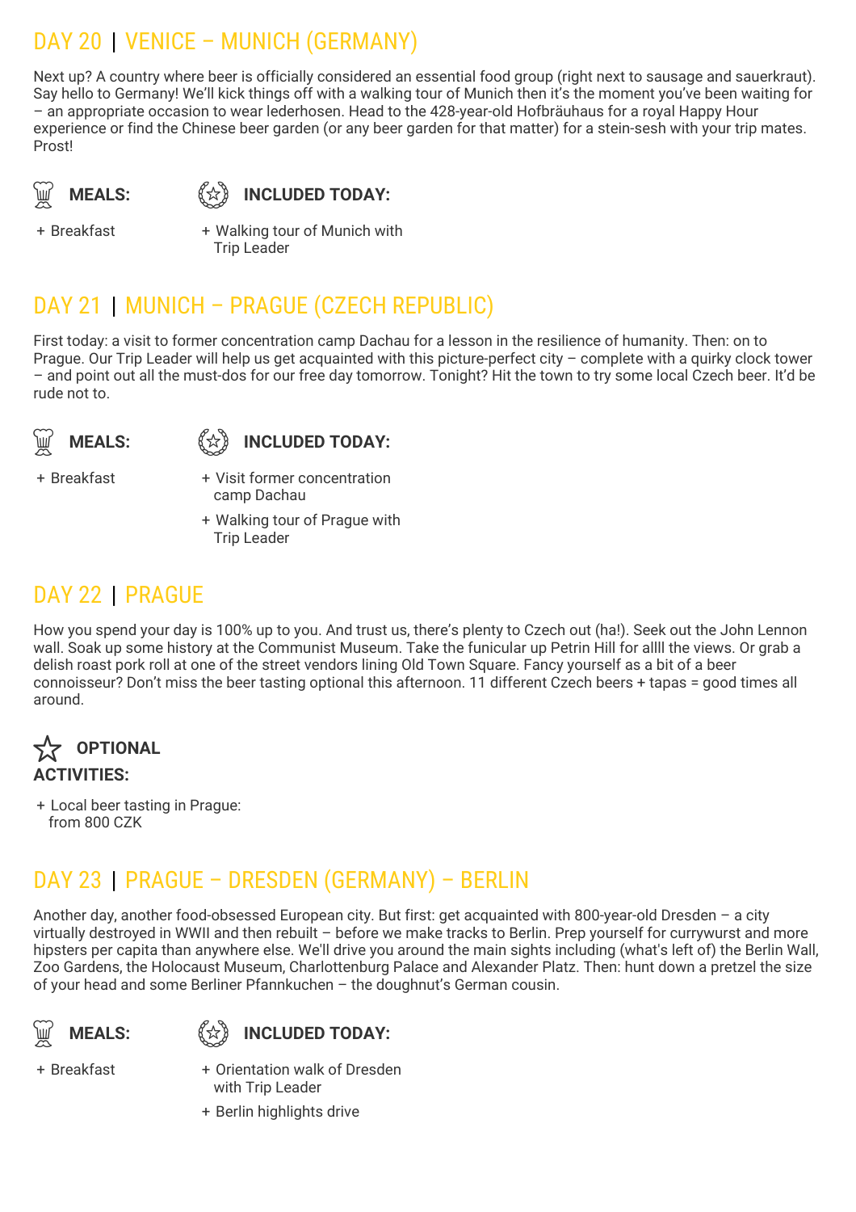## DAY 20 | VENICE – MUNICH (GERMANY)

Next up? A country where beer is officially considered an essential food group (right next to sausage and sauerkraut). Say hello to Germany! We'll kick things off with a walking tour of Munich then it's the moment you've been waiting for – an appropriate occasion to wear lederhosen. Head to the 428-year-old Hofbräuhaus for a royal Happy Hour experience or find the Chinese beer garden (or any beer garden for that matter) for a stein-sesh with your trip mates. Prost!

**MEALS:**

+ Breakfast

**INCLUDED TODAY:**

+ Walking tour of Munich with Trip Leader

## DAY 21 | MUNICH – PRAGUE (CZECH REPUBLIC)

First today: a visit to former concentration camp Dachau for a lesson in the resilience of humanity. Then: on to Prague. Our Trip Leader will help us get acquainted with this picture-perfect city – complete with a quirky clock tower – and point out all the must-dos for our free day tomorrow. Tonight? Hit the town to try some local Czech beer. It'd be rude not to.

**MEALS:**

+ Breakfast

**INCLUDED TODAY:**

+ Visit former concentration camp Dachau
+ Walking tour of Prague with Trip Leader

## DAY 22 | PRAGUE

How you spend your day is 100% up to you. And trust us, there's plenty to Czech out (ha!). Seek out the John Lennon wall. Soak up some history at the Communist Museum. Take the funicular up Petrin Hill for allll the views. Or grab a delish roast pork roll at one of the street vendors lining Old Town Square. Fancy yourself as a bit of a beer connoisseur? Don't miss the beer tasting optional this afternoon. 11 different Czech beers + tapas = good times all around.

**OPTIONAL ACTIVITIES:**

+ Local beer tasting in Prague: from 800 CZK

## DAY 23 | PRAGUE – DRESDEN (GERMANY) – BERLIN

Another day, another food-obsessed European city. But first: get acquainted with 800-year-old Dresden – a city virtually destroyed in WWII and then rebuilt – before we make tracks to Berlin. Prep yourself for currywurst and more hipsters per capita than anywhere else. We'll drive you around the main sights including (what's left of) the Berlin Wall, Zoo Gardens, the Holocaust Museum, Charlottenburg Palace and Alexander Platz. Then: hunt down a pretzel the size of your head and some Berliner Pfannkuchen – the doughnut's German cousin.

**MEALS:**

+ Breakfast

**INCLUDED TODAY:**

+ Orientation walk of Dresden with Trip Leader
+ Berlin highlights drive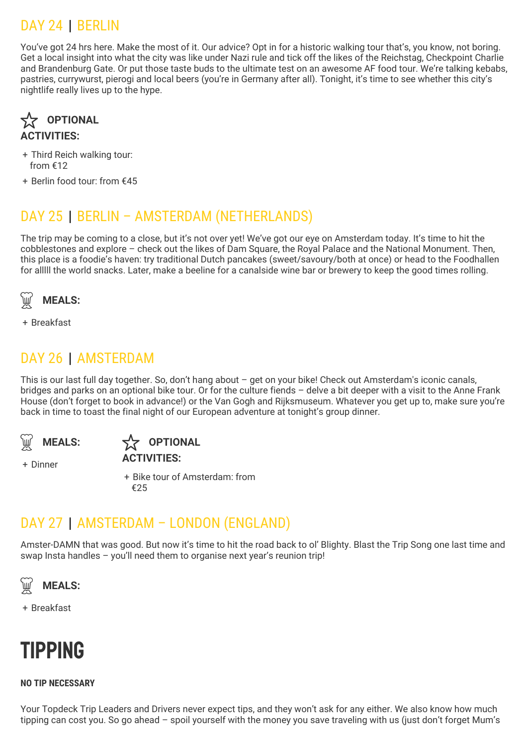## DAY 24 | BERLIN

You've got 24 hrs here. Make the most of it. Our advice? Opt in for a historic walking tour that's, you know, not boring. Get a local insight into what the city was like under Nazi rule and tick off the likes of the Reichstag, Checkpoint Charlie and Brandenburg Gate. Or put those taste buds to the ultimate test on an awesome AF food tour. We're talking kebabs, pastries, currywurst, pierogi and local beers (you're in Germany after all). Tonight, it's time to see whether this city's nightlife really lives up to the hype.

**OPTIONAL ACTIVITIES:**

+ Third Reich walking tour: from €12
+ Berlin food tour: from €45

## DAY 25 | BERLIN – AMSTERDAM (NETHERLANDS)

The trip may be coming to a close, but it's not over yet! We've got our eye on Amsterdam today. It's time to hit the cobblestones and explore – check out the likes of Dam Square, the Royal Palace and the National Monument. Then, this place is a foodie's haven: try traditional Dutch pancakes (sweet/savoury/both at once) or head to the Foodhallen for alllll the world snacks. Later, make a beeline for a canalside wine bar or brewery to keep the good times rolling.

**MEALS:**

+ Breakfast

## DAY 26 | AMSTERDAM

This is our last full day together. So, don't hang about – get on your bike! Check out Amsterdam's iconic canals, bridges and parks on an optional bike tour. Or for the culture fiends – delve a bit deeper with a visit to the Anne Frank House (don't forget to book in advance!) or the Van Gogh and Rijksmuseum. Whatever you get up to, make sure you're back in time to toast the final night of our European adventure at tonight's group dinner.

**MEALS:**

+ Dinner

**OPTIONAL ACTIVITIES:**

+ Bike tour of Amsterdam: from €25

## DAY 27 | AMSTERDAM – LONDON (ENGLAND)

Amster-DAMN that was good. But now it's time to hit the road back to ol' Blighty. Blast the Trip Song one last time and swap Insta handles – you'll need them to organise next year's reunion trip!

**MEALS:**

+ Breakfast

# TIPPING

**NO TIP NECESSARY**

Your Topdeck Trip Leaders and Drivers never expect tips, and they won't ask for any either. We also know how much tipping can cost you. So go ahead – spoil yourself with the money you save traveling with us (just don't forget Mum's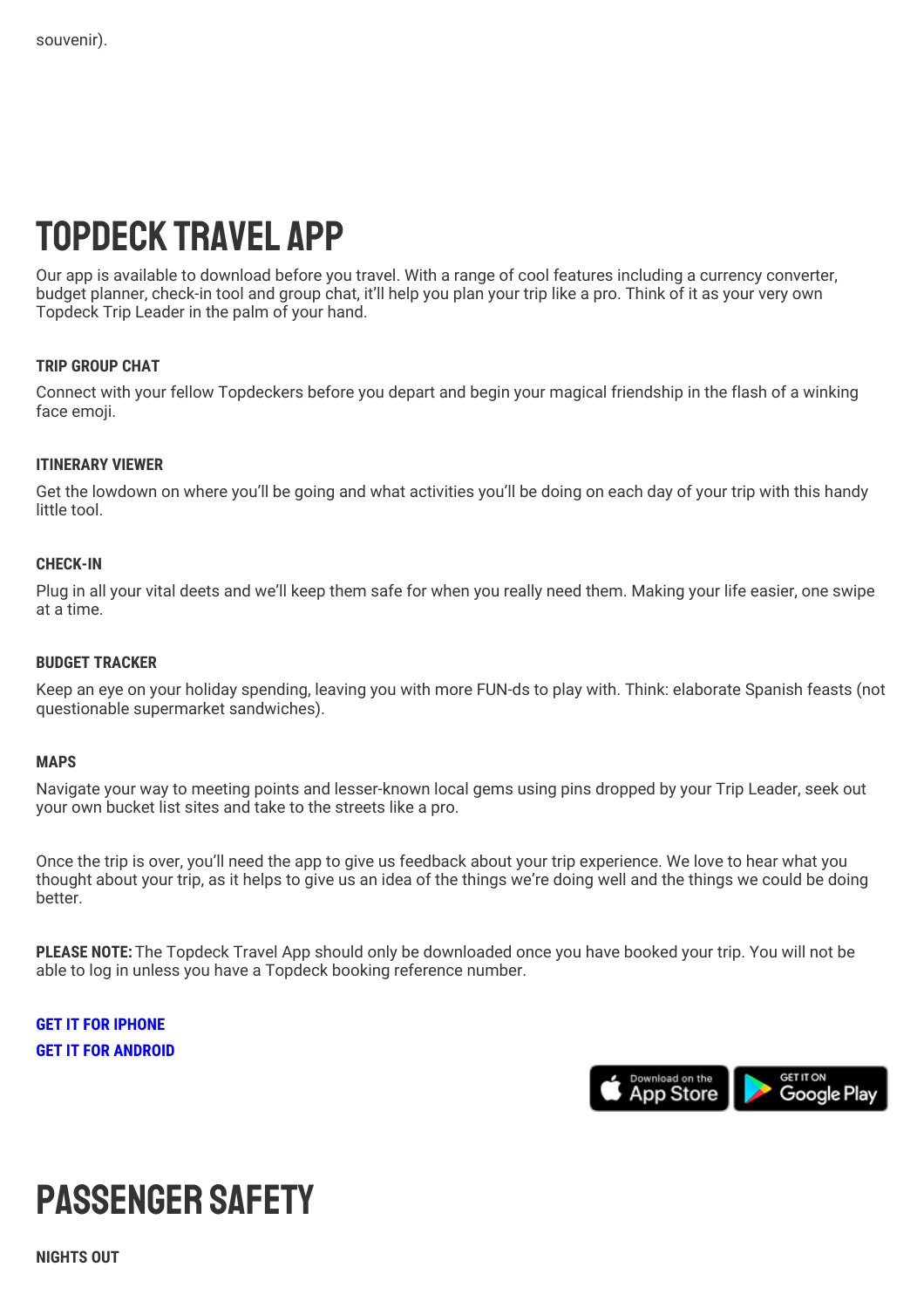souvenir).

# TOPDECK TRAVEL APP

Our app is available to download before you travel. With a range of cool features including a currency converter, budget planner, check-in tool and group chat, it'll help you plan your trip like a pro. Think of it as your very own Topdeck Trip Leader in the palm of your hand.

### TRIP GROUP CHAT

Connect with your fellow Topdeckers before you depart and begin your magical friendship in the flash of a winking face emoji.

### ITINERARY VIEWER

Get the lowdown on where you'll be going and what activities you'll be doing on each day of your trip with this handy little tool.

### CHECK-IN

Plug in all your vital deets and we'll keep them safe for when you really need them. Making your life easier, one swipe at a time.

### BUDGET TRACKER

Keep an eye on your holiday spending, leaving you with more FUN-ds to play with. Think: elaborate Spanish feasts (not questionable supermarket sandwiches).

### MAPS

Navigate your way to meeting points and lesser-known local gems using pins dropped by your Trip Leader, seek out your own bucket list sites and take to the streets like a pro.

Once the trip is over, you'll need the app to give us feedback about your trip experience. We love to hear what you thought about your trip, as it helps to give us an idea of the things we're doing well and the things we could be doing better.

**PLEASE NOTE:** The Topdeck Travel App should only be downloaded once you have booked your trip. You will not be able to log in unless you have a Topdeck booking reference number.

**GET IT FOR IPHONE**
**GET IT FOR ANDROID**

Download on the App Store | GET IT ON Google Play

# PASSENGER SAFETY

### NIGHTS OUT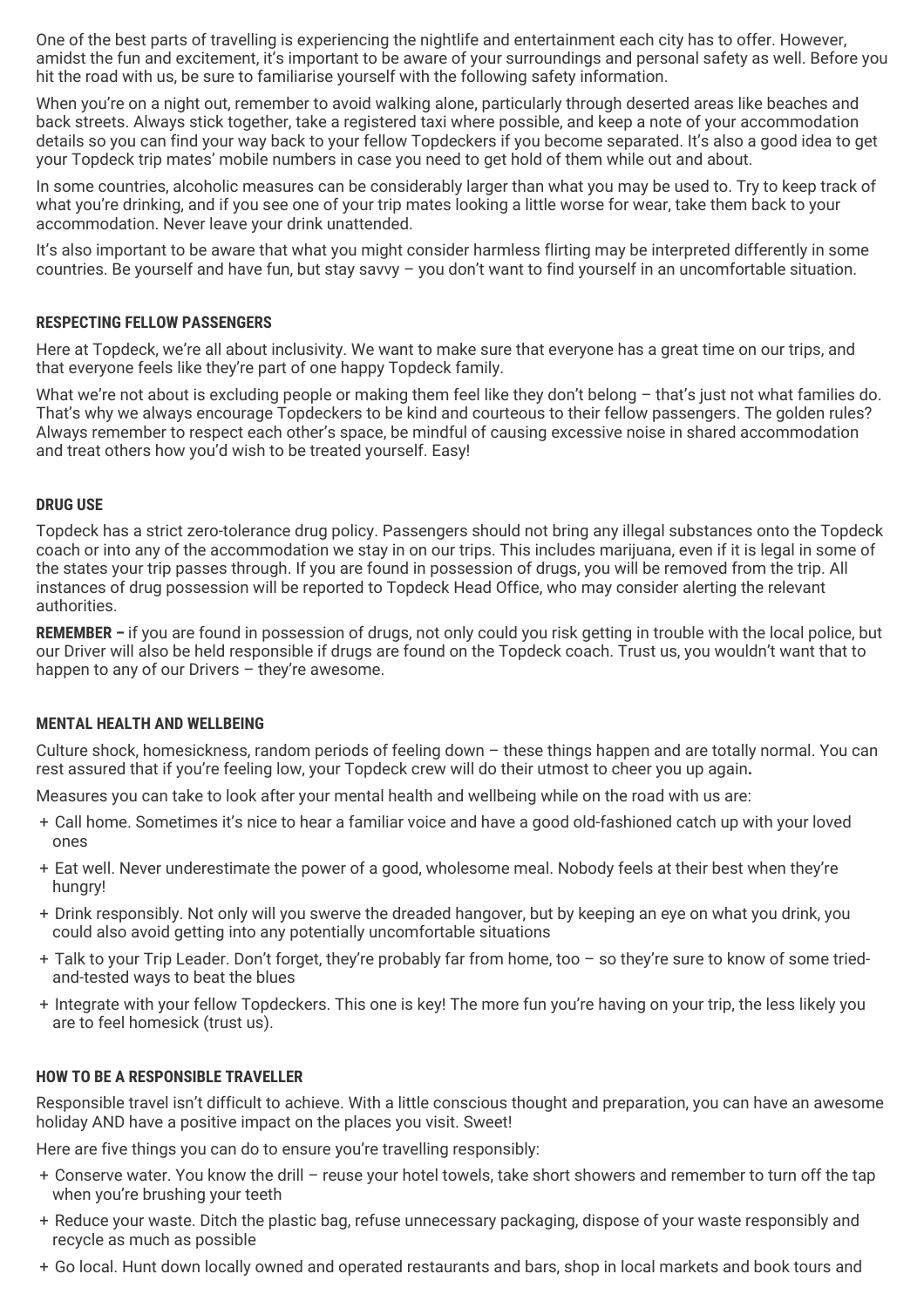One of the best parts of travelling is experiencing the nightlife and entertainment each city has to offer. However, amidst the fun and excitement, it's important to be aware of your surroundings and personal safety as well. Before you hit the road with us, be sure to familiarise yourself with the following safety information.

When you're on a night out, remember to avoid walking alone, particularly through deserted areas like beaches and back streets. Always stick together, take a registered taxi where possible, and keep a note of your accommodation details so you can find your way back to your fellow Topdeckers if you become separated. It's also a good idea to get your Topdeck trip mates' mobile numbers in case you need to get hold of them while out and about.

In some countries, alcoholic measures can be considerably larger than what you may be used to. Try to keep track of what you're drinking, and if you see one of your trip mates looking a little worse for wear, take them back to your accommodation. Never leave your drink unattended.

It's also important to be aware that what you might consider harmless flirting may be interpreted differently in some countries. Be yourself and have fun, but stay savvy – you don't want to find yourself in an uncomfortable situation.

## RESPECTING FELLOW PASSENGERS

Here at Topdeck, we're all about inclusivity. We want to make sure that everyone has a great time on our trips, and that everyone feels like they're part of one happy Topdeck family.

What we're not about is excluding people or making them feel like they don't belong – that's just not what families do. That's why we always encourage Topdeckers to be kind and courteous to their fellow passengers. The golden rules? Always remember to respect each other's space, be mindful of causing excessive noise in shared accommodation and treat others how you'd wish to be treated yourself. Easy!

## DRUG USE

Topdeck has a strict zero-tolerance drug policy. Passengers should not bring any illegal substances onto the Topdeck coach or into any of the accommodation we stay in on our trips. This includes marijuana, even if it is legal in some of the states your trip passes through. If you are found in possession of drugs, you will be removed from the trip. All instances of drug possession will be reported to Topdeck Head Office, who may consider alerting the relevant authorities.

**REMEMBER –** if you are found in possession of drugs, not only could you risk getting in trouble with the local police, but our Driver will also be held responsible if drugs are found on the Topdeck coach. Trust us, you wouldn't want that to happen to any of our Drivers – they're awesome.

## MENTAL HEALTH AND WELLBEING

Culture shock, homesickness, random periods of feeling down – these things happen and are totally normal. You can rest assured that if you're feeling low, your Topdeck crew will do their utmost to cheer you up again**.**

Measures you can take to look after your mental health and wellbeing while on the road with us are:

+ Call home. Sometimes it's nice to hear a familiar voice and have a good old-fashioned catch up with your loved ones
+ Eat well. Never underestimate the power of a good, wholesome meal. Nobody feels at their best when they're hungry!
+ Drink responsibly. Not only will you swerve the dreaded hangover, but by keeping an eye on what you drink, you could also avoid getting into any potentially uncomfortable situations
+ Talk to your Trip Leader. Don't forget, they're probably far from home, too – so they're sure to know of some tried-and-tested ways to beat the blues
+ Integrate with your fellow Topdeckers. This one is key! The more fun you're having on your trip, the less likely you are to feel homesick (trust us).

## HOW TO BE A RESPONSIBLE TRAVELLER

Responsible travel isn't difficult to achieve. With a little conscious thought and preparation, you can have an awesome holiday AND have a positive impact on the places you visit. Sweet!

Here are five things you can do to ensure you're travelling responsibly:

+ Conserve water. You know the drill – reuse your hotel towels, take short showers and remember to turn off the tap when you're brushing your teeth
+ Reduce your waste. Ditch the plastic bag, refuse unnecessary packaging, dispose of your waste responsibly and recycle as much as possible
+ Go local. Hunt down locally owned and operated restaurants and bars, shop in local markets and book tours and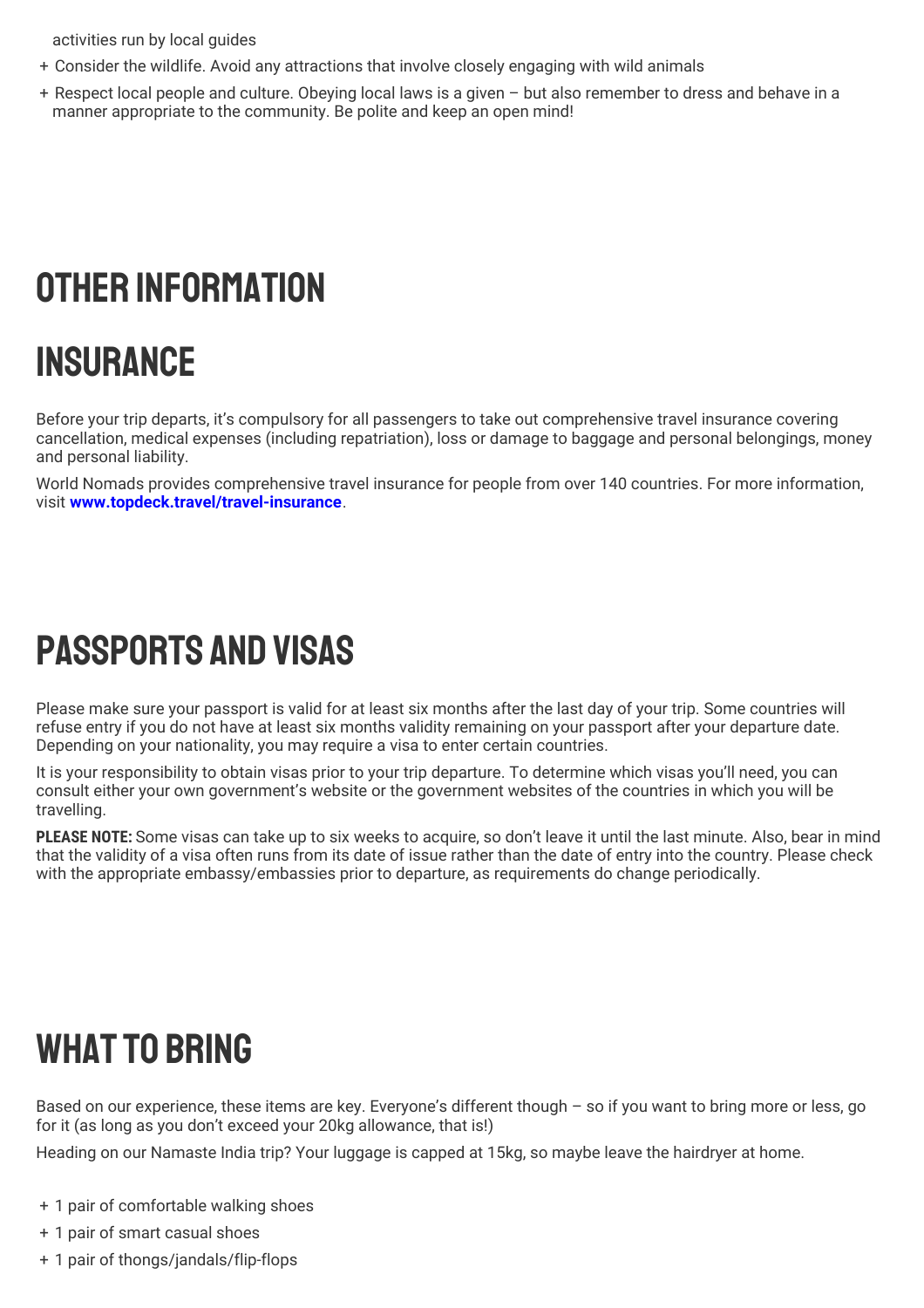activities run by local guides

- Consider the wildlife. Avoid any attractions that involve closely engaging with wild animals
- Respect local people and culture. Obeying local laws is a given – but also remember to dress and behave in a manner appropriate to the community. Be polite and keep an open mind!

# OTHER INFORMATION

## INSURANCE

Before your trip departs, it's compulsory for all passengers to take out comprehensive travel insurance covering cancellation, medical expenses (including repatriation), loss or damage to baggage and personal belongings, money and personal liability.

World Nomads provides comprehensive travel insurance for people from over 140 countries. For more information, visit **www.topdeck.travel/travel-insurance**.

## PASSPORTS AND VISAS

Please make sure your passport is valid for at least six months after the last day of your trip. Some countries will refuse entry if you do not have at least six months validity remaining on your passport after your departure date. Depending on your nationality, you may require a visa to enter certain countries.

It is your responsibility to obtain visas prior to your trip departure. To determine which visas you'll need, you can consult either your own government's website or the government websites of the countries in which you will be travelling.

**PLEASE NOTE:** Some visas can take up to six weeks to acquire, so don't leave it until the last minute. Also, bear in mind that the validity of a visa often runs from its date of issue rather than the date of entry into the country. Please check with the appropriate embassy/embassies prior to departure, as requirements do change periodically.

## WHAT TO BRING

Based on our experience, these items are key. Everyone's different though – so if you want to bring more or less, go for it (as long as you don't exceed your 20kg allowance, that is!)

Heading on our Namaste India trip? Your luggage is capped at 15kg, so maybe leave the hairdryer at home.

- 1 pair of comfortable walking shoes
- 1 pair of smart casual shoes
- 1 pair of thongs/jandals/flip-flops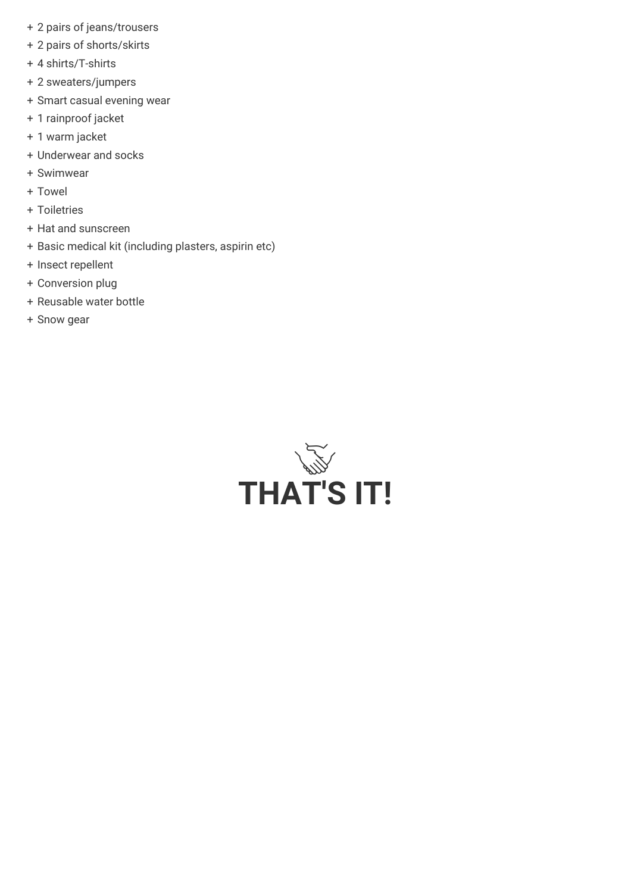+ 2 pairs of jeans/trousers
+ 2 pairs of shorts/skirts
+ 4 shirts/T-shirts
+ 2 sweaters/jumpers
+ Smart casual evening wear
+ 1 rainproof jacket
+ 1 warm jacket
+ Underwear and socks
+ Swimwear
+ Towel
+ Toiletries
+ Hat and sunscreen
+ Basic medical kit (including plasters, aspirin etc)
+ Insect repellent
+ Conversion plug
+ Reusable water bottle
+ Snow gear

# THAT'S IT!